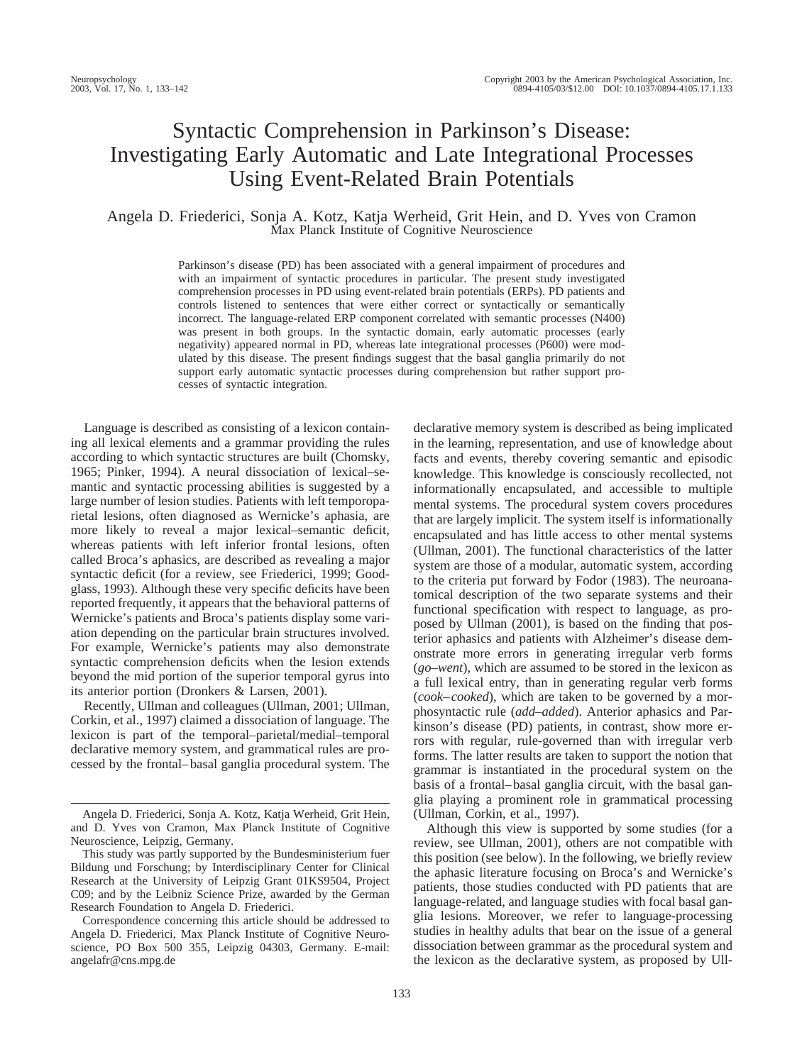# Syntactic Comprehension in Parkinson's Disease: Investigating Early Automatic and Late Integrational Processes Using Event-Related Brain Potentials

Angela D. Friederici, Sonja A. Kotz, Katja Werheid, Grit Hein, and D. Yves von Cramon
Max Planck Institute of Cognitive Neuroscience

Parkinson's disease (PD) has been associated with a general impairment of procedures and with an impairment of syntactic procedures in particular. The present study investigated comprehension processes in PD using event-related brain potentials (ERPs). PD patients and controls listened to sentences that were either correct or syntactically or semantically incorrect. The language-related ERP component correlated with semantic processes (N400) was present in both groups. In the syntactic domain, early automatic processes (early negativity) appeared normal in PD, whereas late integrational processes (P600) were modulated by this disease. The present findings suggest that the basal ganglia primarily do not support early automatic syntactic processes during comprehension but rather support processes of syntactic integration.

Language is described as consisting of a lexicon containing all lexical elements and a grammar providing the rules according to which syntactic structures are built (Chomsky, 1965; Pinker, 1994). A neural dissociation of lexical–semantic and syntactic processing abilities is suggested by a large number of lesion studies. Patients with left temporoparietal lesions, often diagnosed as Wernicke's aphasia, are more likely to reveal a major lexical–semantic deficit, whereas patients with left inferior frontal lesions, often called Broca's aphasics, are described as revealing a major syntactic deficit (for a review, see Friederici, 1999; Goodglass, 1993). Although these very specific deficits have been reported frequently, it appears that the behavioral patterns of Wernicke's patients and Broca's patients display some variation depending on the particular brain structures involved. For example, Wernicke's patients may also demonstrate syntactic comprehension deficits when the lesion extends beyond the mid portion of the superior temporal gyrus into its anterior portion (Dronkers & Larsen, 2001).

Recently, Ullman and colleagues (Ullman, 2001; Ullman, Corkin, et al., 1997) claimed a dissociation of language. The lexicon is part of the temporal–parietal/medial–temporal declarative memory system, and grammatical rules are processed by the frontal–basal ganglia procedural system. The declarative memory system is described as being implicated in the learning, representation, and use of knowledge about facts and events, thereby covering semantic and episodic knowledge. This knowledge is consciously recollected, not informationally encapsulated, and accessible to multiple mental systems. The procedural system covers procedures that are largely implicit. The system itself is informationally encapsulated and has little access to other mental systems (Ullman, 2001). The functional characteristics of the latter system are those of a modular, automatic system, according to the criteria put forward by Fodor (1983). The neuroanatomical description of the two separate systems and their functional specification with respect to language, as proposed by Ullman (2001), is based on the finding that posterior aphasics and patients with Alzheimer's disease demonstrate more errors in generating irregular verb forms (*go–went*), which are assumed to be stored in the lexicon as a full lexical entry, than in generating regular verb forms (*cook–cooked*), which are taken to be governed by a morphosyntactic rule (*add–added*). Anterior aphasics and Parkinson's disease (PD) patients, in contrast, show more errors with regular, rule-governed than with irregular verb forms. The latter results are taken to support the notion that grammar is instantiated in the procedural system on the basis of a frontal–basal ganglia circuit, with the basal ganglia playing a prominent role in grammatical processing (Ullman, Corkin, et al., 1997).

Although this view is supported by some studies (for a review, see Ullman, 2001), others are not compatible with this position (see below). In the following, we briefly review the aphasic literature focusing on Broca's and Wernicke's patients, those studies conducted with PD patients that are language-related, and language studies with focal basal ganglia lesions. Moreover, we refer to language-processing studies in healthy adults that bear on the issue of a general dissociation between grammar as the procedural system and the lexicon as the declarative system, as proposed by Ull-

---

Angela D. Friederici, Sonja A. Kotz, Katja Werheid, Grit Hein, and D. Yves von Cramon, Max Planck Institute of Cognitive Neuroscience, Leipzig, Germany.

This study was partly supported by the Bundesministerium fuer Bildung und Forschung; by Interdisciplinary Center for Clinical Research at the University of Leipzig Grant 01KS9504, Project C09; and by the Leibniz Science Prize, awarded by the German Research Foundation to Angela D. Friederici.

Correspondence concerning this article should be addressed to Angela D. Friederici, Max Planck Institute of Cognitive Neuroscience, PO Box 500 355, Leipzig 04303, Germany. E-mail: angelafr@cns.mpg.de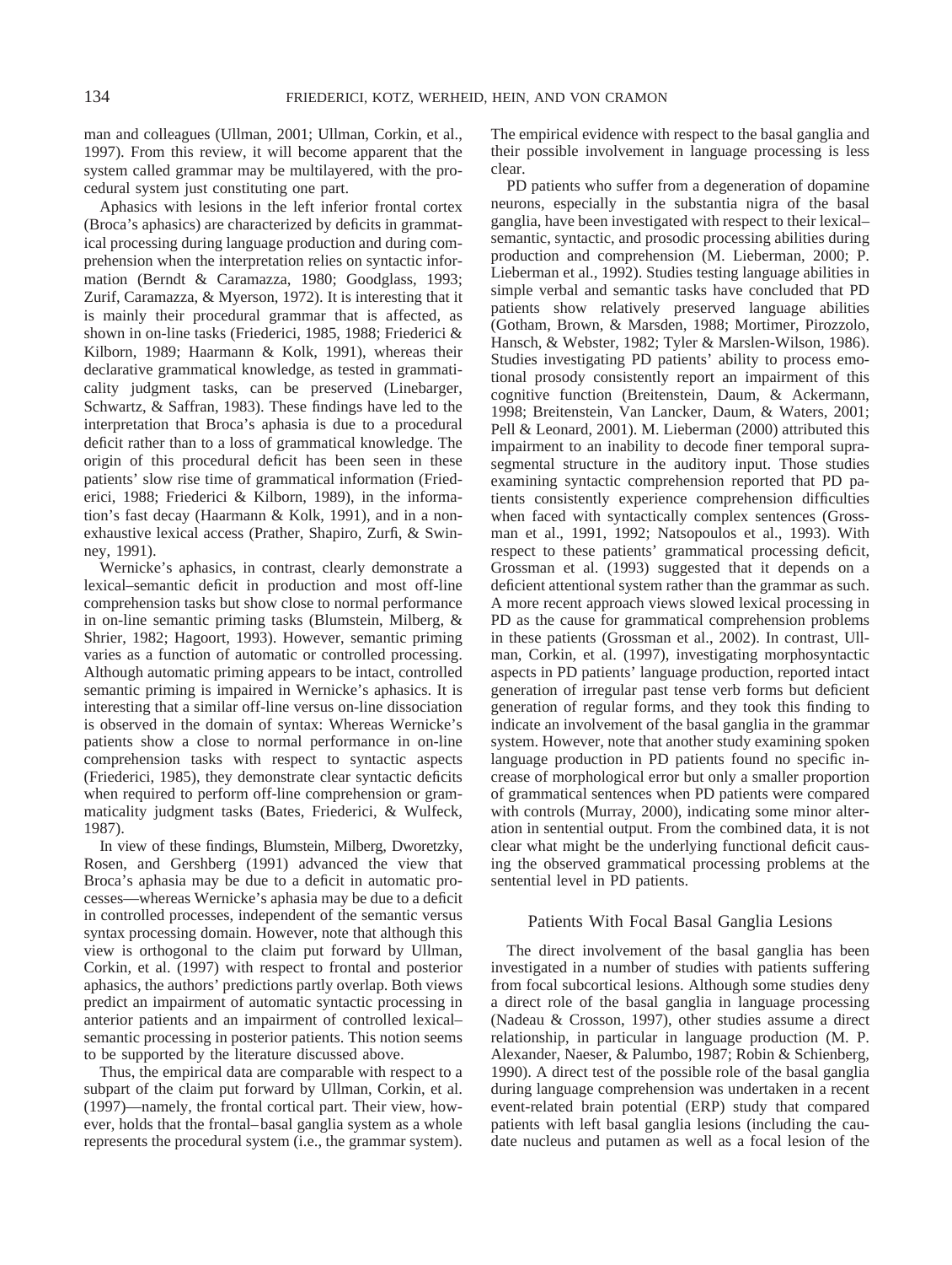man and colleagues (Ullman, 2001; Ullman, Corkin, et al., 1997). From this review, it will become apparent that the system called grammar may be multilayered, with the procedural system just constituting one part.

Aphasics with lesions in the left inferior frontal cortex (Broca's aphasics) are characterized by deficits in grammatical processing during language production and during comprehension when the interpretation relies on syntactic information (Berndt & Caramazza, 1980; Goodglass, 1993; Zurif, Caramazza, & Myerson, 1972). It is interesting that it is mainly their procedural grammar that is affected, as shown in on-line tasks (Friederici, 1985, 1988; Friederici & Kilborn, 1989; Haarmann & Kolk, 1991), whereas their declarative grammatical knowledge, as tested in grammaticality judgment tasks, can be preserved (Linebarger, Schwartz, & Saffran, 1983). These findings have led to the interpretation that Broca's aphasia is due to a procedural deficit rather than to a loss of grammatical knowledge. The origin of this procedural deficit has been seen in these patients' slow rise time of grammatical information (Friederici, 1988; Friederici & Kilborn, 1989), in the information's fast decay (Haarmann & Kolk, 1991), and in a nonexhaustive lexical access (Prather, Shapiro, Zurfi, & Swinney, 1991).

Wernicke's aphasics, in contrast, clearly demonstrate a lexical–semantic deficit in production and most off-line comprehension tasks but show close to normal performance in on-line semantic priming tasks (Blumstein, Milberg, & Shrier, 1982; Hagoort, 1993). However, semantic priming varies as a function of automatic or controlled processing. Although automatic priming appears to be intact, controlled semantic priming is impaired in Wernicke's aphasics. It is interesting that a similar off-line versus on-line dissociation is observed in the domain of syntax: Whereas Wernicke's patients show a close to normal performance in on-line comprehension tasks with respect to syntactic aspects (Friederici, 1985), they demonstrate clear syntactic deficits when required to perform off-line comprehension or grammaticality judgment tasks (Bates, Friederici, & Wulfeck, 1987).

In view of these findings, Blumstein, Milberg, Dworetzky, Rosen, and Gershberg (1991) advanced the view that Broca's aphasia may be due to a deficit in automatic processes—whereas Wernicke's aphasia may be due to a deficit in controlled processes, independent of the semantic versus syntax processing domain. However, note that although this view is orthogonal to the claim put forward by Ullman, Corkin, et al. (1997) with respect to frontal and posterior aphasics, the authors' predictions partly overlap. Both views predict an impairment of automatic syntactic processing in anterior patients and an impairment of controlled lexical–semantic processing in posterior patients. This notion seems to be supported by the literature discussed above.

Thus, the empirical data are comparable with respect to a subpart of the claim put forward by Ullman, Corkin, et al. (1997)—namely, the frontal cortical part. Their view, however, holds that the frontal–basal ganglia system as a whole represents the procedural system (i.e., the grammar system). The empirical evidence with respect to the basal ganglia and their possible involvement in language processing is less clear.

PD patients who suffer from a degeneration of dopamine neurons, especially in the substantia nigra of the basal ganglia, have been investigated with respect to their lexical–semantic, syntactic, and prosodic processing abilities during production and comprehension (M. Lieberman, 2000; P. Lieberman et al., 1992). Studies testing language abilities in simple verbal and semantic tasks have concluded that PD patients show relatively preserved language abilities (Gotham, Brown, & Marsden, 1988; Mortimer, Pirozzolo, Hansch, & Webster, 1982; Tyler & Marslen-Wilson, 1986). Studies investigating PD patients' ability to process emotional prosody consistently report an impairment of this cognitive function (Breitenstein, Daum, & Ackermann, 1998; Breitenstein, Van Lancker, Daum, & Waters, 2001; Pell & Leonard, 2001). M. Lieberman (2000) attributed this impairment to an inability to decode finer temporal suprasegmental structure in the auditory input. Those studies examining syntactic comprehension reported that PD patients consistently experience comprehension difficulties when faced with syntactically complex sentences (Grossman et al., 1991, 1992; Natsopoulos et al., 1993). With respect to these patients' grammatical processing deficit, Grossman et al. (1993) suggested that it depends on a deficient attentional system rather than the grammar as such. A more recent approach views slowed lexical processing in PD as the cause for grammatical comprehension problems in these patients (Grossman et al., 2002). In contrast, Ullman, Corkin, et al. (1997), investigating morphosyntactic aspects in PD patients' language production, reported intact generation of irregular past tense verb forms but deficient generation of regular forms, and they took this finding to indicate an involvement of the basal ganglia in the grammar system. However, note that another study examining spoken language production in PD patients found no specific increase of morphological error but only a smaller proportion of grammatical sentences when PD patients were compared with controls (Murray, 2000), indicating some minor alteration in sentential output. From the combined data, it is not clear what might be the underlying functional deficit causing the observed grammatical processing problems at the sentential level in PD patients.

## Patients With Focal Basal Ganglia Lesions

The direct involvement of the basal ganglia has been investigated in a number of studies with patients suffering from focal subcortical lesions. Although some studies deny a direct role of the basal ganglia in language processing (Nadeau & Crosson, 1997), other studies assume a direct relationship, in particular in language production (M. P. Alexander, Naeser, & Palumbo, 1987; Robin & Schienberg, 1990). A direct test of the possible role of the basal ganglia during language comprehension was undertaken in a recent event-related brain potential (ERP) study that compared patients with left basal ganglia lesions (including the caudate nucleus and putamen as well as a focal lesion of the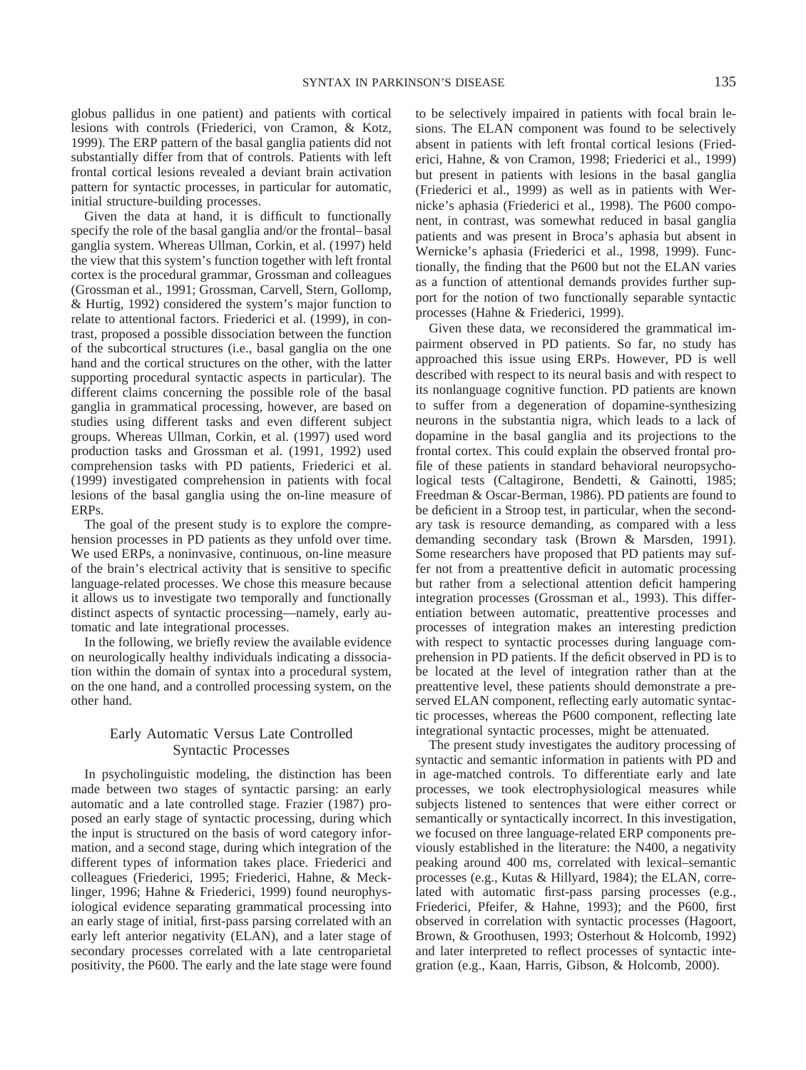globus pallidus in one patient) and patients with cortical lesions with controls (Friederici, von Cramon, & Kotz, 1999). The ERP pattern of the basal ganglia patients did not substantially differ from that of controls. Patients with left frontal cortical lesions revealed a deviant brain activation pattern for syntactic processes, in particular for automatic, initial structure-building processes.

Given the data at hand, it is difficult to functionally specify the role of the basal ganglia and/or the frontal–basal ganglia system. Whereas Ullman, Corkin, et al. (1997) held the view that this system's function together with left frontal cortex is the procedural grammar, Grossman and colleagues (Grossman et al., 1991; Grossman, Carvell, Stern, Gollomp, & Hurtig, 1992) considered the system's major function to relate to attentional factors. Friederici et al. (1999), in contrast, proposed a possible dissociation between the function of the subcortical structures (i.e., basal ganglia on the one hand and the cortical structures on the other, with the latter supporting procedural syntactic aspects in particular). The different claims concerning the possible role of the basal ganglia in grammatical processing, however, are based on studies using different tasks and even different subject groups. Whereas Ullman, Corkin, et al. (1997) used word production tasks and Grossman et al. (1991, 1992) used comprehension tasks with PD patients, Friederici et al. (1999) investigated comprehension in patients with focal lesions of the basal ganglia using the on-line measure of ERPs.

The goal of the present study is to explore the comprehension processes in PD patients as they unfold over time. We used ERPs, a noninvasive, continuous, on-line measure of the brain's electrical activity that is sensitive to specific language-related processes. We chose this measure because it allows us to investigate two temporally and functionally distinct aspects of syntactic processing—namely, early automatic and late integrational processes.

In the following, we briefly review the available evidence on neurologically healthy individuals indicating a dissociation within the domain of syntax into a procedural system, on the one hand, and a controlled processing system, on the other hand.

## Early Automatic Versus Late Controlled Syntactic Processes

In psycholinguistic modeling, the distinction has been made between two stages of syntactic parsing: an early automatic and a late controlled stage. Frazier (1987) proposed an early stage of syntactic processing, during which the input is structured on the basis of word category information, and a second stage, during which integration of the different types of information takes place. Friederici and colleagues (Friederici, 1995; Friederici, Hahne, & Mecklinger, 1996; Hahne & Friederici, 1999) found neurophysiological evidence separating grammatical processing into an early stage of initial, first-pass parsing correlated with an early left anterior negativity (ELAN), and a later stage of secondary processes correlated with a late centroparietal positivity, the P600. The early and the late stage were found to be selectively impaired in patients with focal brain lesions. The ELAN component was found to be selectively absent in patients with left frontal cortical lesions (Friederici, Hahne, & von Cramon, 1998; Friederici et al., 1999) but present in patients with lesions in the basal ganglia (Friederici et al., 1999) as well as in patients with Wernicke's aphasia (Friederici et al., 1998). The P600 component, in contrast, was somewhat reduced in basal ganglia patients and was present in Broca's aphasia but absent in Wernicke's aphasia (Friederici et al., 1998, 1999). Functionally, the finding that the P600 but not the ELAN varies as a function of attentional demands provides further support for the notion of two functionally separable syntactic processes (Hahne & Friederici, 1999).

Given these data, we reconsidered the grammatical impairment observed in PD patients. So far, no study has approached this issue using ERPs. However, PD is well described with respect to its neural basis and with respect to its nonlanguage cognitive function. PD patients are known to suffer from a degeneration of dopamine-synthesizing neurons in the substantia nigra, which leads to a lack of dopamine in the basal ganglia and its projections to the frontal cortex. This could explain the observed frontal profile of these patients in standard behavioral neuropsychological tests (Caltagirone, Bendetti, & Gainotti, 1985; Freedman & Oscar-Berman, 1986). PD patients are found to be deficient in a Stroop test, in particular, when the secondary task is resource demanding, as compared with a less demanding secondary task (Brown & Marsden, 1991). Some researchers have proposed that PD patients may suffer not from a preattentive deficit in automatic processing but rather from a selectional attention deficit hampering integration processes (Grossman et al., 1993). This differentiation between automatic, preattentive processes and processes of integration makes an interesting prediction with respect to syntactic processes during language comprehension in PD patients. If the deficit observed in PD is to be located at the level of integration rather than at the preattentive level, these patients should demonstrate a preserved ELAN component, reflecting early automatic syntactic processes, whereas the P600 component, reflecting late integrational syntactic processes, might be attenuated.

The present study investigates the auditory processing of syntactic and semantic information in patients with PD and in age-matched controls. To differentiate early and late processes, we took electrophysiological measures while subjects listened to sentences that were either correct or semantically or syntactically incorrect. In this investigation, we focused on three language-related ERP components previously established in the literature: the N400, a negativity peaking around 400 ms, correlated with lexical–semantic processes (e.g., Kutas & Hillyard, 1984); the ELAN, correlated with automatic first-pass parsing processes (e.g., Friederici, Pfeifer, & Hahne, 1993); and the P600, first observed in correlation with syntactic processes (Hagoort, Brown, & Groothusen, 1993; Osterhout & Holcomb, 1992) and later interpreted to reflect processes of syntactic integration (e.g., Kaan, Harris, Gibson, & Holcomb, 2000).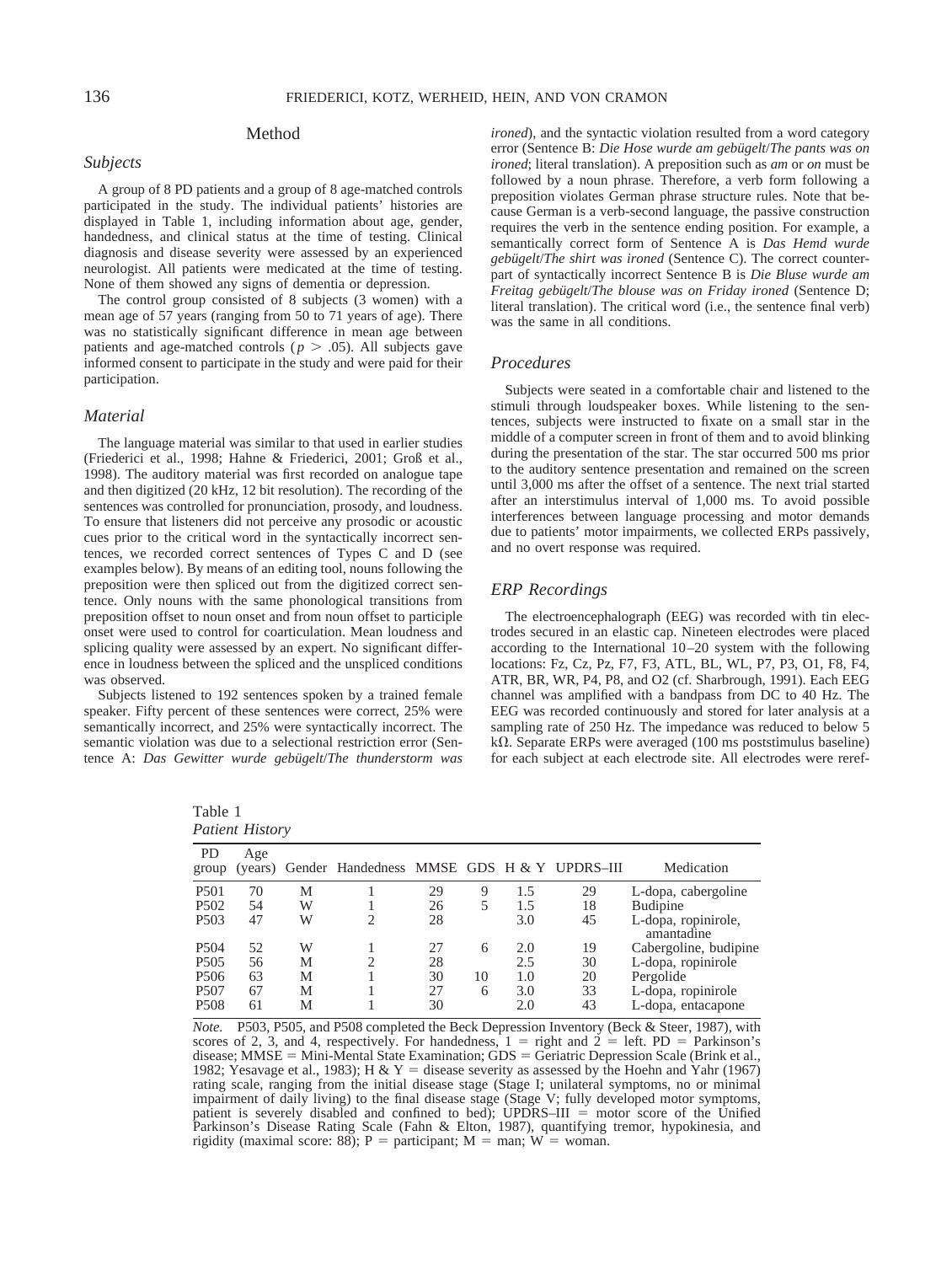## Method

### Subjects

A group of 8 PD patients and a group of 8 age-matched controls participated in the study. The individual patients' histories are displayed in Table 1, including information about age, gender, handedness, and clinical status at the time of testing. Clinical diagnosis and disease severity were assessed by an experienced neurologist. All patients were medicated at the time of testing. None of them showed any signs of dementia or depression.

The control group consisted of 8 subjects (3 women) with a mean age of 57 years (ranging from 50 to 71 years of age). There was no statistically significant difference in mean age between patients and age-matched controls ($p > .05$). All subjects gave informed consent to participate in the study and were paid for their participation.

### Material

The language material was similar to that used in earlier studies (Friederici et al., 1998; Hahne & Friederici, 2001; Groß et al., 1998). The auditory material was first recorded on analogue tape and then digitized (20 kHz, 12 bit resolution). The recording of the sentences was controlled for pronunciation, prosody, and loudness. To ensure that listeners did not perceive any prosodic or acoustic cues prior to the critical word in the syntactically incorrect sentences, we recorded correct sentences of Types C and D (see examples below). By means of an editing tool, nouns following the preposition were then spliced out from the digitized correct sentence. Only nouns with the same phonological transitions from preposition offset to noun onset and from noun offset to participle onset were used to control for coarticulation. Mean loudness and splicing quality were assessed by an expert. No significant difference in loudness between the spliced and the unspliced conditions was observed.

Subjects listened to 192 sentences spoken by a trained female speaker. Fifty percent of these sentences were correct, 25% were semantically incorrect, and 25% were syntactically incorrect. The semantic violation was due to a selectional restriction error (Sentence A: *Das Gewitter wurde gebügelt*/*The thunderstorm was ironed*), and the syntactic violation resulted from a word category error (Sentence B: *Die Hose wurde am gebügelt*/*The pants was on ironed*; literal translation). A preposition such as *am* or *on* must be followed by a noun phrase. Therefore, a verb form following a preposition violates German phrase structure rules. Note that because German is a verb-second language, the passive construction requires the verb in the sentence ending position. For example, a semantically correct form of Sentence A is *Das Hemd wurde gebügelt*/*The shirt was ironed* (Sentence C). The correct counterpart of syntactically incorrect Sentence B is *Die Bluse wurde am Freitag gebügelt*/*The blouse was on Friday ironed* (Sentence D; literal translation). The critical word (i.e., the sentence final verb) was the same in all conditions.

### Procedures

Subjects were seated in a comfortable chair and listened to the stimuli through loudspeaker boxes. While listening to the sentences, subjects were instructed to fixate on a small star in the middle of a computer screen in front of them and to avoid blinking during the presentation of the star. The star occurred 500 ms prior to the auditory sentence presentation and remained on the screen until 3,000 ms after the offset of a sentence. The next trial started after an interstimulus interval of 1,000 ms. To avoid possible interferences between language processing and motor demands due to patients' motor impairments, we collected ERPs passively, and no overt response was required.

### ERP Recordings

The electroencephalograph (EEG) was recorded with tin electrodes secured in an elastic cap. Nineteen electrodes were placed according to the International 10–20 system with the following locations: Fz, Cz, Pz, F7, F3, ATL, BL, WL, P7, P3, O1, F8, F4, ATR, BR, WR, P4, P8, and O2 (cf. Sharbrough, 1991). Each EEG channel was amplified with a bandpass from DC to 40 Hz. The EEG was recorded continuously and stored for later analysis at a sampling rate of 250 Hz. The impedance was reduced to below 5 kΩ. Separate ERPs were averaged (100 ms poststimulus baseline) for each subject at each electrode site. All electrodes were reref-

Table 1
*Patient History*

| PD group | Age (years) | Gender | Handedness | MMSE | GDS | H & Y | UPDRS–III | Medication |
|---|---|---|---|---|---|---|---|---|
| P501 | 70 | M | 1 | 29 | 9 | 1.5 | 29 | L-dopa, cabergoline |
| P502 | 54 | W | 1 | 26 | 5 | 1.5 | 18 | Budipine |
| P503 | 47 | W | 2 | 28 | | 3.0 | 45 | L-dopa, ropinirole, amantadine |
| P504 | 52 | W | 1 | 27 | 6 | 2.0 | 19 | Cabergoline, budipine |
| P505 | 56 | M | 2 | 28 | | 2.5 | 30 | L-dopa, ropinirole |
| P506 | 63 | M | 1 | 30 | 10 | 1.0 | 20 | Pergolide |
| P507 | 67 | M | 1 | 27 | 6 | 3.0 | 33 | L-dopa, ropinirole |
| P508 | 61 | M | 1 | 30 | | 2.0 | 43 | L-dopa, entacapone |

*Note.* P503, P505, and P508 completed the Beck Depression Inventory (Beck & Steer, 1987), with scores of 2, 3, and 4, respectively. For handedness, 1 = right and 2 = left. PD = Parkinson's disease; MMSE = Mini-Mental State Examination; GDS = Geriatric Depression Scale (Brink et al., 1982; Yesavage et al., 1983); H & Y = disease severity as assessed by the Hoehn and Yahr (1967) rating scale, ranging from the initial disease stage (Stage I; unilateral symptoms, no or minimal impairment of daily living) to the final disease stage (Stage V; fully developed motor symptoms, patient is severely disabled and confined to bed); UPDRS–III = motor score of the Unified Parkinson's Disease Rating Scale (Fahn & Elton, 1987), quantifying tremor, hypokinesia, and rigidity (maximal score: 88); P = participant; M = man; W = woman.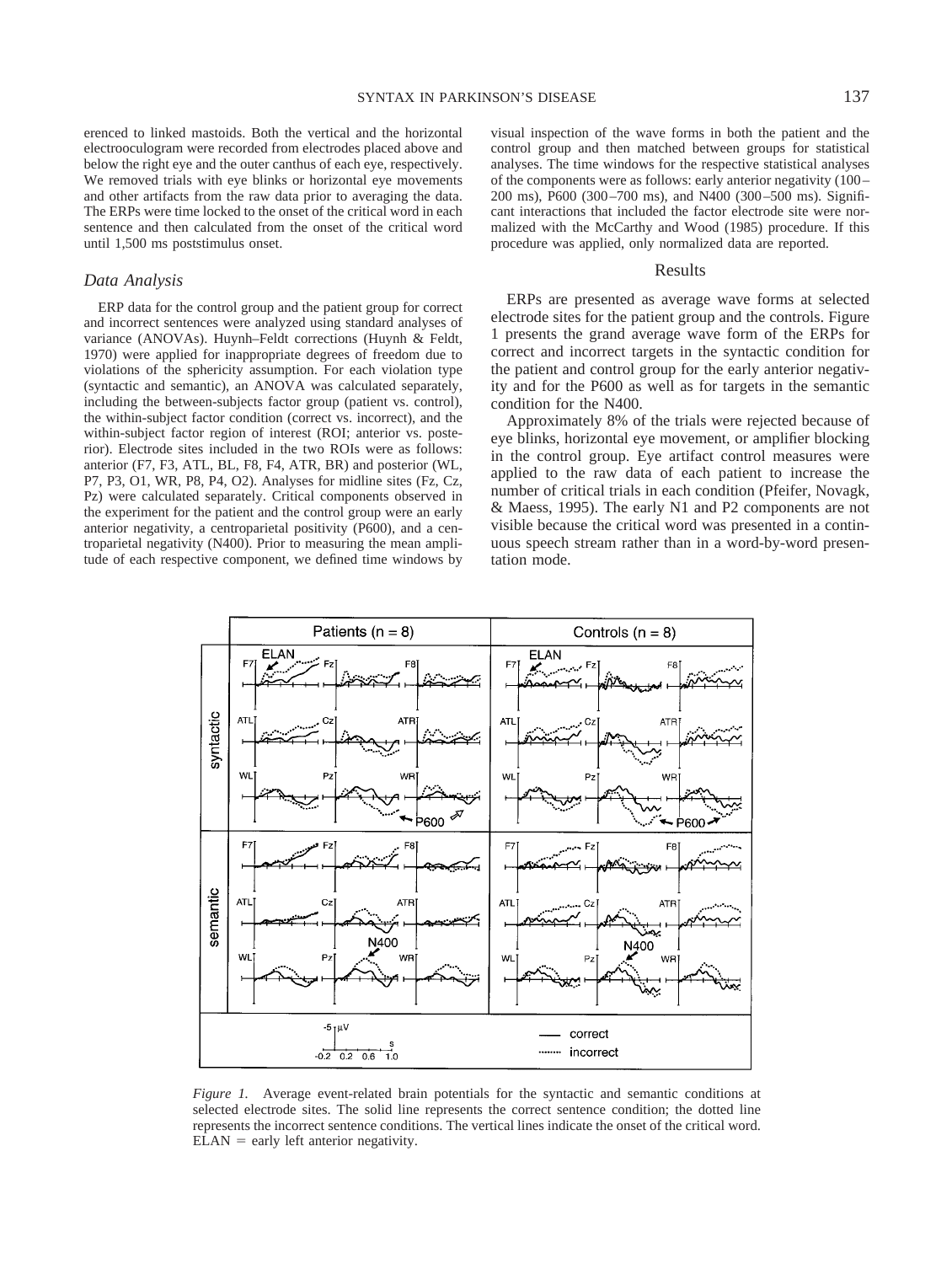erenced to linked mastoids. Both the vertical and the horizontal electrooculogram were recorded from electrodes placed above and below the right eye and the outer canthus of each eye, respectively. We removed trials with eye blinks or horizontal eye movements and other artifacts from the raw data prior to averaging the data. The ERPs were time locked to the onset of the critical word in each sentence and then calculated from the onset of the critical word until 1,500 ms poststimulus onset.

### *Data Analysis*

ERP data for the control group and the patient group for correct and incorrect sentences were analyzed using standard analyses of variance (ANOVAs). Huynh–Feldt corrections (Huynh & Feldt, 1970) were applied for inappropriate degrees of freedom due to violations of the sphericity assumption. For each violation type (syntactic and semantic), an ANOVA was calculated separately, including the between-subjects factor group (patient vs. control), the within-subject factor condition (correct vs. incorrect), and the within-subject factor region of interest (ROI; anterior vs. posterior). Electrode sites included in the two ROIs were as follows: anterior (F7, F3, ATL, BL, F8, F4, ATR, BR) and posterior (WL, P7, P3, O1, WR, P8, P4, O2). Analyses for midline sites (Fz, Cz, Pz) were calculated separately. Critical components observed in the experiment for the patient and the control group were an early anterior negativity, a centroparietal positivity (P600), and a centroparietal negativity (N400). Prior to measuring the mean amplitude of each respective component, we defined time windows by visual inspection of the wave forms in both the patient and the control group and then matched between groups for statistical analyses. The time windows for the respective statistical analyses of the components were as follows: early anterior negativity (100–200 ms), P600 (300–700 ms), and N400 (300–500 ms). Significant interactions that included the factor electrode site were normalized with the McCarthy and Wood (1985) procedure. If this procedure was applied, only normalized data are reported.

## Results

ERPs are presented as average wave forms at selected electrode sites for the patient group and the controls. Figure 1 presents the grand average wave form of the ERPs for correct and incorrect targets in the syntactic condition for the patient and control group for the early anterior negativity and for the P600 as well as for targets in the semantic condition for the N400.

Approximately 8% of the trials were rejected because of eye blinks, horizontal eye movement, or amplifier blocking in the control group. Eye artifact control measures were applied to the raw data of each patient to increase the number of critical trials in each condition (Pfeifer, Novagk, & Maess, 1995). The early N1 and P2 components are not visible because the critical word was presented in a continuous speech stream rather than in a word-by-word presentation mode.

*Figure 1.* Average event-related brain potentials for the syntactic and semantic conditions at selected electrode sites. The solid line represents the correct sentence condition; the dotted line represents the incorrect sentence conditions. The vertical lines indicate the onset of the critical word. ELAN = early left anterior negativity.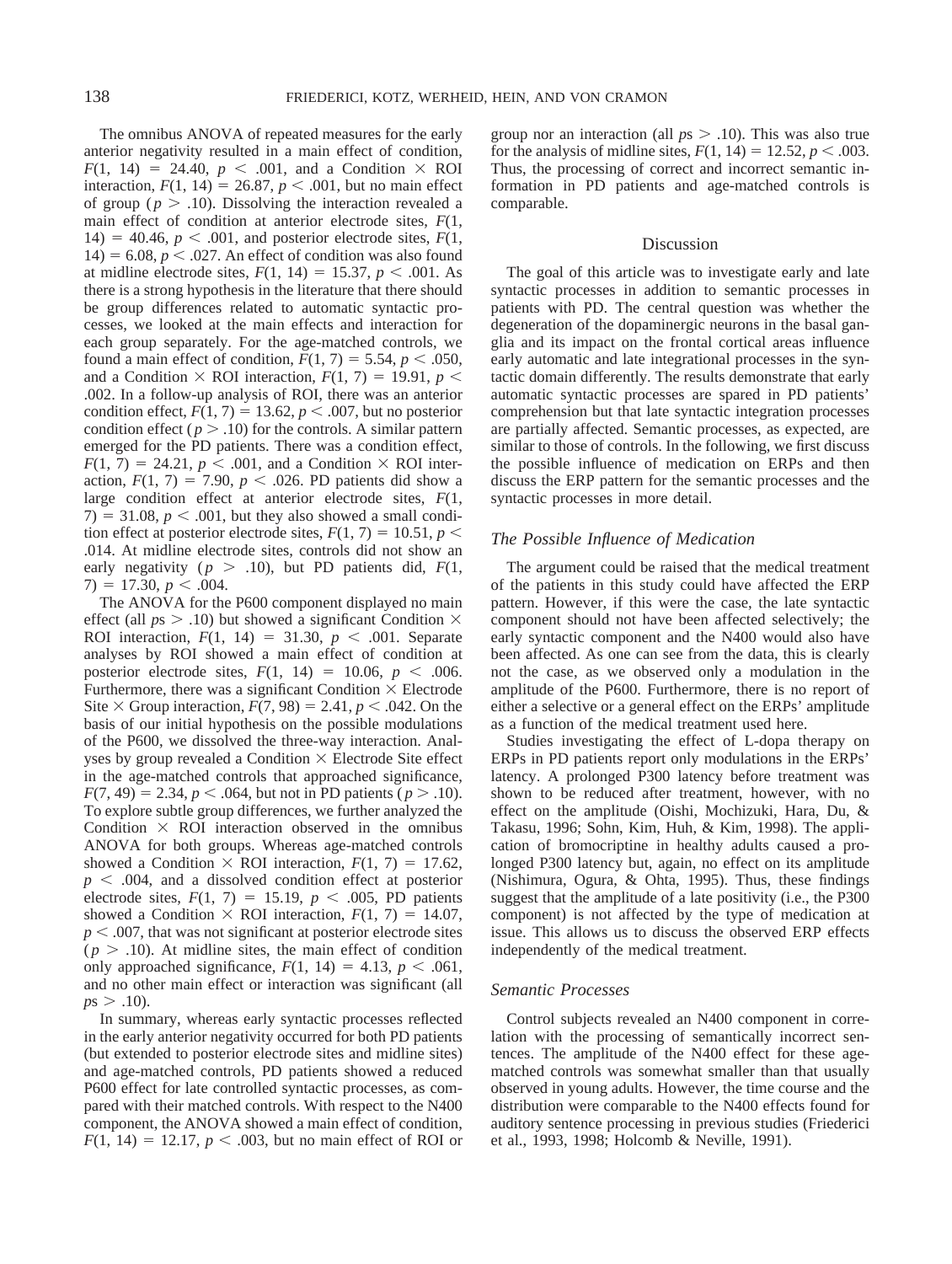The omnibus ANOVA of repeated measures for the early anterior negativity resulted in a main effect of condition, $F(1, 14) = 24.40$, $p < .001$, and a Condition × ROI interaction, $F(1, 14) = 26.87$, $p < .001$, but no main effect of group ($p > .10$). Dissolving the interaction revealed a main effect of condition at anterior electrode sites, $F(1, 14) = 40.46$, $p < .001$, and posterior electrode sites, $F(1, 14) = 6.08$, $p < .027$. An effect of condition was also found at midline electrode sites, $F(1, 14) = 15.37$, $p < .001$. As there is a strong hypothesis in the literature that there should be group differences related to automatic syntactic processes, we looked at the main effects and interaction for each group separately. For the age-matched controls, we found a main effect of condition, $F(1, 7) = 5.54$, $p < .050$, and a Condition × ROI interaction, $F(1, 7) = 19.91$, $p < .002$. In a follow-up analysis of ROI, there was an anterior condition effect, $F(1, 7) = 13.62$, $p < .007$, but no posterior condition effect ($p > .10$) for the controls. A similar pattern emerged for the PD patients. There was a condition effect, $F(1, 7) = 24.21$, $p < .001$, and a Condition × ROI interaction, $F(1, 7) = 7.90$, $p < .026$. PD patients did show a large condition effect at anterior electrode sites, $F(1, 7) = 31.08$, $p < .001$, but they also showed a small condition effect at posterior electrode sites, $F(1, 7) = 10.51$, $p < .014$. At midline electrode sites, controls did not show an early negativity ($p > .10$), but PD patients did, $F(1, 7) = 17.30$, $p < .004$.

The ANOVA for the P600 component displayed no main effect (all $p$s $> .10$) but showed a significant Condition × ROI interaction, $F(1, 14) = 31.30$, $p < .001$. Separate analyses by ROI showed a main effect of condition at posterior electrode sites, $F(1, 14) = 10.06$, $p < .006$. Furthermore, there was a significant Condition × Electrode Site × Group interaction, $F(7, 98) = 2.41$, $p < .042$. On the basis of our initial hypothesis on the possible modulations of the P600, we dissolved the three-way interaction. Analyses by group revealed a Condition × Electrode Site effect in the age-matched controls that approached significance, $F(7, 49) = 2.34$, $p < .064$, but not in PD patients ($p > .10$). To explore subtle group differences, we further analyzed the Condition × ROI interaction observed in the omnibus ANOVA for both groups. Whereas age-matched controls showed a Condition × ROI interaction, $F(1, 7) = 17.62$, $p < .004$, and a dissolved condition effect at posterior electrode sites, $F(1, 7) = 15.19$, $p < .005$, PD patients showed a Condition × ROI interaction, $F(1, 7) = 14.07$, $p < .007$, that was not significant at posterior electrode sites ($p > .10$). At midline sites, the main effect of condition only approached significance, $F(1, 14) = 4.13$, $p < .061$, and no other main effect or interaction was significant (all $p$s $> .10$).

In summary, whereas early syntactic processes reflected in the early anterior negativity occurred for both PD patients (but extended to posterior electrode sites and midline sites) and age-matched controls, PD patients showed a reduced P600 effect for late controlled syntactic processes, as compared with their matched controls. With respect to the N400 component, the ANOVA showed a main effect of condition, $F(1, 14) = 12.17$, $p < .003$, but no main effect of ROI or group nor an interaction (all $p$s $> .10$). This was also true for the analysis of midline sites, $F(1, 14) = 12.52$, $p < .003$. Thus, the processing of correct and incorrect semantic information in PD patients and age-matched controls is comparable.

## Discussion

The goal of this article was to investigate early and late syntactic processes in addition to semantic processes in patients with PD. The central question was whether the degeneration of the dopaminergic neurons in the basal ganglia and its impact on the frontal cortical areas influence early automatic and late integrational processes in the syntactic domain differently. The results demonstrate that early automatic syntactic processes are spared in PD patients' comprehension but that late syntactic integration processes are partially affected. Semantic processes, as expected, are similar to those of controls. In the following, we first discuss the possible influence of medication on ERPs and then discuss the ERP pattern for the semantic processes and the syntactic processes in more detail.

### *The Possible Influence of Medication*

The argument could be raised that the medical treatment of the patients in this study could have affected the ERP pattern. However, if this were the case, the late syntactic component should not have been affected selectively; the early syntactic component and the N400 would also have been affected. As one can see from the data, this is clearly not the case, as we observed only a modulation in the amplitude of the P600. Furthermore, there is no report of either a selective or a general effect on the ERPs' amplitude as a function of the medical treatment used here.

Studies investigating the effect of L-dopa therapy on ERPs in PD patients report only modulations in the ERPs' latency. A prolonged P300 latency before treatment was shown to be reduced after treatment, however, with no effect on the amplitude (Oishi, Mochizuki, Hara, Du, & Takasu, 1996; Sohn, Kim, Huh, & Kim, 1998). The application of bromocriptine in healthy adults caused a prolonged P300 latency but, again, no effect on its amplitude (Nishimura, Ogura, & Ohta, 1995). Thus, these findings suggest that the amplitude of a late positivity (i.e., the P300 component) is not affected by the type of medication at issue. This allows us to discuss the observed ERP effects independently of the medical treatment.

### *Semantic Processes*

Control subjects revealed an N400 component in correlation with the processing of semantically incorrect sentences. The amplitude of the N400 effect for these age-matched controls was somewhat smaller than that usually observed in young adults. However, the time course and the distribution were comparable to the N400 effects found for auditory sentence processing in previous studies (Friederici et al., 1993, 1998; Holcomb & Neville, 1991).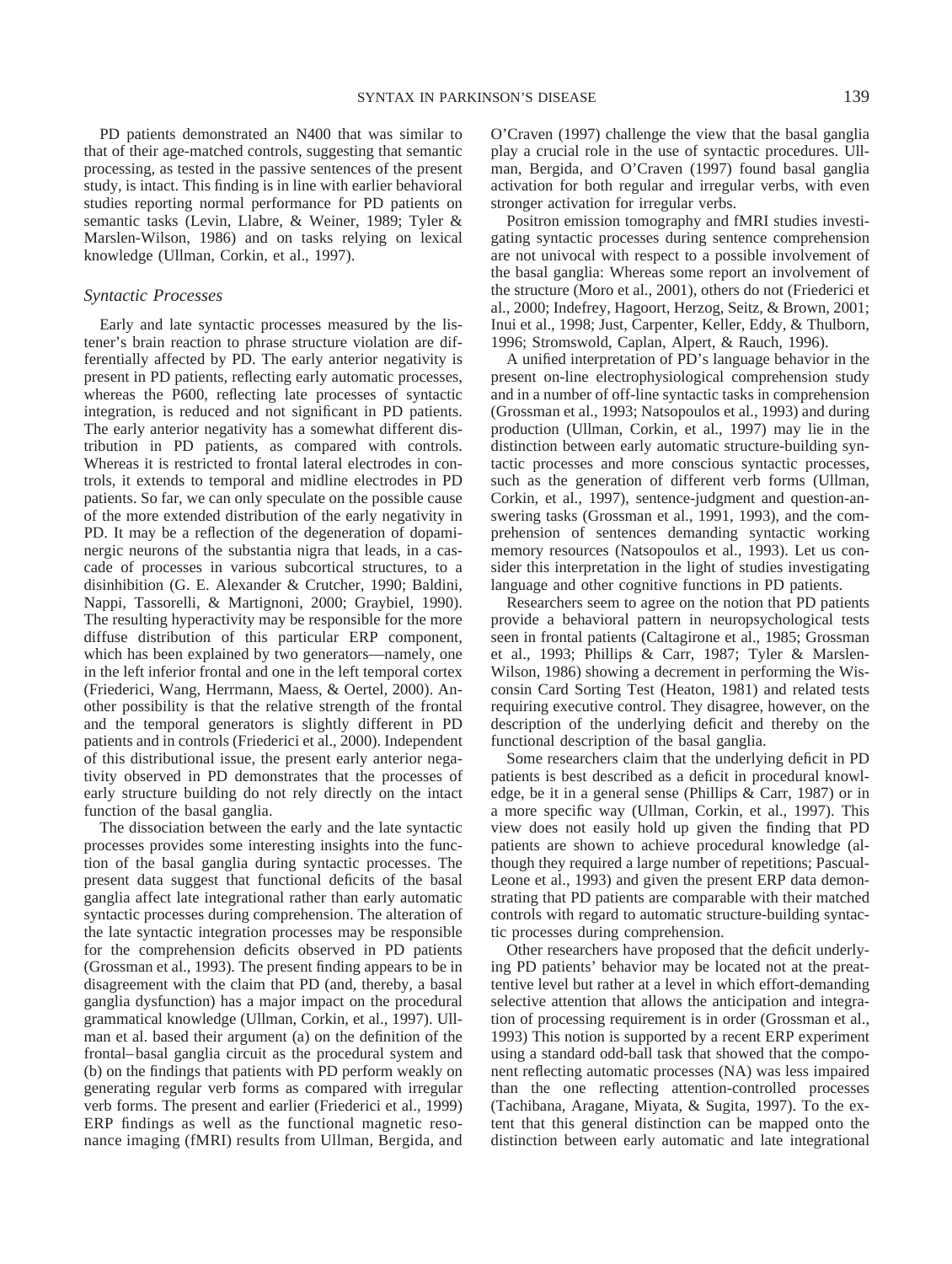PD patients demonstrated an N400 that was similar to that of their age-matched controls, suggesting that semantic processing, as tested in the passive sentences of the present study, is intact. This finding is in line with earlier behavioral studies reporting normal performance for PD patients on semantic tasks (Levin, Llabre, & Weiner, 1989; Tyler & Marslen-Wilson, 1986) and on tasks relying on lexical knowledge (Ullman, Corkin, et al., 1997).

### *Syntactic Processes*

Early and late syntactic processes measured by the listener's brain reaction to phrase structure violation are differentially affected by PD. The early anterior negativity is present in PD patients, reflecting early automatic processes, whereas the P600, reflecting late processes of syntactic integration, is reduced and not significant in PD patients. The early anterior negativity has a somewhat different distribution in PD patients, as compared with controls. Whereas it is restricted to frontal lateral electrodes in controls, it extends to temporal and midline electrodes in PD patients. So far, we can only speculate on the possible cause of the more extended distribution of the early negativity in PD. It may be a reflection of the degeneration of dopaminergic neurons of the substantia nigra that leads, in a cascade of processes in various subcortical structures, to a disinhibition (G. E. Alexander & Crutcher, 1990; Baldini, Nappi, Tassorelli, & Martignoni, 2000; Graybiel, 1990). The resulting hyperactivity may be responsible for the more diffuse distribution of this particular ERP component, which has been explained by two generators—namely, one in the left inferior frontal and one in the left temporal cortex (Friederici, Wang, Herrmann, Maess, & Oertel, 2000). Another possibility is that the relative strength of the frontal and the temporal generators is slightly different in PD patients and in controls (Friederici et al., 2000). Independent of this distributional issue, the present early anterior negativity observed in PD demonstrates that the processes of early structure building do not rely directly on the intact function of the basal ganglia.

The dissociation between the early and the late syntactic processes provides some interesting insights into the function of the basal ganglia during syntactic processes. The present data suggest that functional deficits of the basal ganglia affect late integrational rather than early automatic syntactic processes during comprehension. The alteration of the late syntactic integration processes may be responsible for the comprehension deficits observed in PD patients (Grossman et al., 1993). The present finding appears to be in disagreement with the claim that PD (and, thereby, a basal ganglia dysfunction) has a major impact on the procedural grammatical knowledge (Ullman, Corkin, et al., 1997). Ullman et al. based their argument (a) on the definition of the frontal–basal ganglia circuit as the procedural system and (b) on the findings that patients with PD perform weakly on generating regular verb forms as compared with irregular verb forms. The present and earlier (Friederici et al., 1999) ERP findings as well as the functional magnetic resonance imaging (fMRI) results from Ullman, Bergida, and O'Craven (1997) challenge the view that the basal ganglia play a crucial role in the use of syntactic procedures. Ullman, Bergida, and O'Craven (1997) found basal ganglia activation for both regular and irregular verbs, with even stronger activation for irregular verbs.

Positron emission tomography and fMRI studies investigating syntactic processes during sentence comprehension are not univocal with respect to a possible involvement of the basal ganglia: Whereas some report an involvement of the structure (Moro et al., 2001), others do not (Friederici et al., 2000; Indefrey, Hagoort, Herzog, Seitz, & Brown, 2001; Inui et al., 1998; Just, Carpenter, Keller, Eddy, & Thulborn, 1996; Stromswold, Caplan, Alpert, & Rauch, 1996).

A unified interpretation of PD's language behavior in the present on-line electrophysiological comprehension study and in a number of off-line syntactic tasks in comprehension (Grossman et al., 1993; Natsopoulos et al., 1993) and during production (Ullman, Corkin, et al., 1997) may lie in the distinction between early automatic structure-building syntactic processes and more conscious syntactic processes, such as the generation of different verb forms (Ullman, Corkin, et al., 1997), sentence-judgment and question-answering tasks (Grossman et al., 1991, 1993), and the comprehension of sentences demanding syntactic working memory resources (Natsopoulos et al., 1993). Let us consider this interpretation in the light of studies investigating language and other cognitive functions in PD patients.

Researchers seem to agree on the notion that PD patients provide a behavioral pattern in neuropsychological tests seen in frontal patients (Caltagirone et al., 1985; Grossman et al., 1993; Phillips & Carr, 1987; Tyler & Marslen-Wilson, 1986) showing a decrement in performing the Wisconsin Card Sorting Test (Heaton, 1981) and related tests requiring executive control. They disagree, however, on the description of the underlying deficit and thereby on the functional description of the basal ganglia.

Some researchers claim that the underlying deficit in PD patients is best described as a deficit in procedural knowledge, be it in a general sense (Phillips & Carr, 1987) or in a more specific way (Ullman, Corkin, et al., 1997). This view does not easily hold up given the finding that PD patients are shown to achieve procedural knowledge (although they required a large number of repetitions; Pascual-Leone et al., 1993) and given the present ERP data demonstrating that PD patients are comparable with their matched controls with regard to automatic structure-building syntactic processes during comprehension.

Other researchers have proposed that the deficit underlying PD patients' behavior may be located not at the preattentive level but rather at a level in which effort-demanding selective attention that allows the anticipation and integration of processing requirement is in order (Grossman et al., 1993) This notion is supported by a recent ERP experiment using a standard odd-ball task that showed that the component reflecting automatic processes (NA) was less impaired than the one reflecting attention-controlled processes (Tachibana, Aragane, Miyata, & Sugita, 1997). To the extent that this general distinction can be mapped onto the distinction between early automatic and late integrational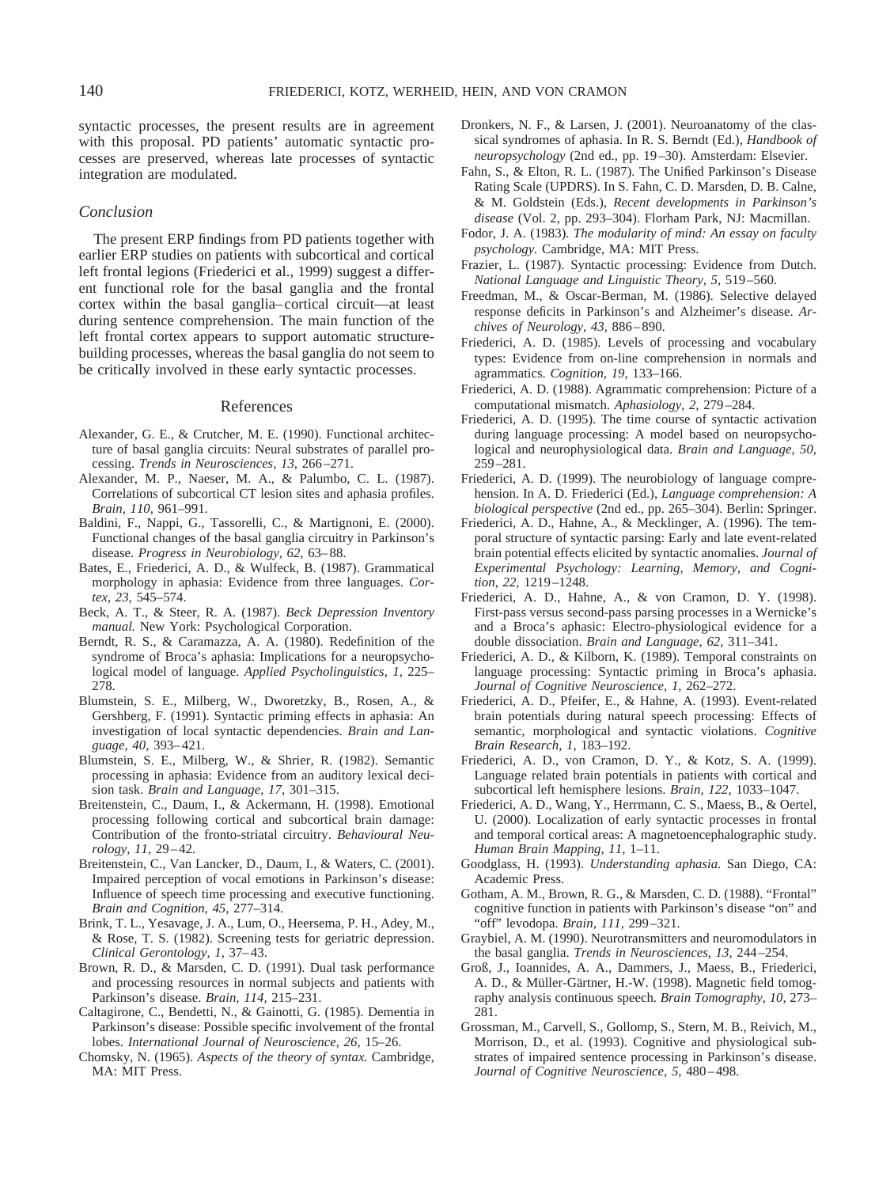syntactic processes, the present results are in agreement with this proposal. PD patients' automatic syntactic processes are preserved, whereas late processes of syntactic integration are modulated.

## Conclusion

The present ERP findings from PD patients together with earlier ERP studies on patients with subcortical and cortical left frontal legions (Friederici et al., 1999) suggest a different functional role for the basal ganglia and the frontal cortex within the basal ganglia–cortical circuit—at least during sentence comprehension. The main function of the left frontal cortex appears to support automatic structure-building processes, whereas the basal ganglia do not seem to be critically involved in these early syntactic processes.

## References

Alexander, G. E., & Crutcher, M. E. (1990). Functional architecture of basal ganglia circuits: Neural substrates of parallel processing. *Trends in Neurosciences, 13,* 266–271.

Alexander, M. P., Naeser, M. A., & Palumbo, C. L. (1987). Correlations of subcortical CT lesion sites and aphasia profiles. *Brain, 110,* 961–991.

Baldini, F., Nappi, G., Tassorelli, C., & Martignoni, E. (2000). Functional changes of the basal ganglia circuitry in Parkinson's disease. *Progress in Neurobiology, 62,* 63–88.

Bates, E., Friederici, A. D., & Wulfeck, B. (1987). Grammatical morphology in aphasia: Evidence from three languages. *Cortex, 23,* 545–574.

Beck, A. T., & Steer, R. A. (1987). *Beck Depression Inventory manual.* New York: Psychological Corporation.

Berndt, R. S., & Caramazza, A. A. (1980). Redefinition of the syndrome of Broca's aphasia: Implications for a neuropsychological model of language. *Applied Psycholinguistics, 1,* 225–278.

Blumstein, S. E., Milberg, W., Dworetzky, B., Rosen, A., & Gershberg, F. (1991). Syntactic priming effects in aphasia: An investigation of local syntactic dependencies. *Brain and Language, 40,* 393–421.

Blumstein, S. E., Milberg, W., & Shrier, R. (1982). Semantic processing in aphasia: Evidence from an auditory lexical decision task. *Brain and Language, 17,* 301–315.

Breitenstein, C., Daum, I., & Ackermann, H. (1998). Emotional processing following cortical and subcortical brain damage: Contribution of the fronto-striatal circuitry. *Behavioural Neurology, 11,* 29–42.

Breitenstein, C., Van Lancker, D., Daum, I., & Waters, C. (2001). Impaired perception of vocal emotions in Parkinson's disease: Influence of speech time processing and executive functioning. *Brain and Cognition, 45,* 277–314.

Brink, T. L., Yesavage, J. A., Lum, O., Heersema, P. H., Adey, M., & Rose, T. S. (1982). Screening tests for geriatric depression. *Clinical Gerontology, 1,* 37–43.

Brown, R. D., & Marsden, C. D. (1991). Dual task performance and processing resources in normal subjects and patients with Parkinson's disease. *Brain, 114,* 215–231.

Caltagirone, C., Bendetti, N., & Gainotti, G. (1985). Dementia in Parkinson's disease: Possible specific involvement of the frontal lobes. *International Journal of Neuroscience, 26,* 15–26.

Chomsky, N. (1965). *Aspects of the theory of syntax.* Cambridge, MA: MIT Press.

Dronkers, N. F., & Larsen, J. (2001). Neuroanatomy of the classical syndromes of aphasia. In R. S. Berndt (Ed.), *Handbook of neuropsychology* (2nd ed., pp. 19–30). Amsterdam: Elsevier.

Fahn, S., & Elton, R. L. (1987). The Unified Parkinson's Disease Rating Scale (UPDRS). In S. Fahn, C. D. Marsden, D. B. Calne, & M. Goldstein (Eds.), *Recent developments in Parkinson's disease* (Vol. 2, pp. 293–304). Florham Park, NJ: Macmillan.

Fodor, J. A. (1983). *The modularity of mind: An essay on faculty psychology.* Cambridge, MA: MIT Press.

Frazier, L. (1987). Syntactic processing: Evidence from Dutch. *National Language and Linguistic Theory, 5,* 519–560.

Freedman, M., & Oscar-Berman, M. (1986). Selective delayed response deficits in Parkinson's and Alzheimer's disease. *Archives of Neurology, 43,* 886–890.

Friederici, A. D. (1985). Levels of processing and vocabulary types: Evidence from on-line comprehension in normals and agrammatics. *Cognition, 19,* 133–166.

Friederici, A. D. (1988). Agrammatic comprehension: Picture of a computational mismatch. *Aphasiology, 2,* 279–284.

Friederici, A. D. (1995). The time course of syntactic activation during language processing: A model based on neuropsychological and neurophysiological data. *Brain and Language, 50,* 259–281.

Friederici, A. D. (1999). The neurobiology of language comprehension. In A. D. Friederici (Ed.), *Language comprehension: A biological perspective* (2nd ed., pp. 265–304). Berlin: Springer.

Friederici, A. D., Hahne, A., & Mecklinger, A. (1996). The temporal structure of syntactic parsing: Early and late event-related brain potential effects elicited by syntactic anomalies. *Journal of Experimental Psychology: Learning, Memory, and Cognition, 22,* 1219–1248.

Friederici, A. D., Hahne, A., & von Cramon, D. Y. (1998). First-pass versus second-pass parsing processes in a Wernicke's and a Broca's aphasic: Electro-physiological evidence for a double dissociation. *Brain and Language, 62,* 311–341.

Friederici, A. D., & Kilborn, K. (1989). Temporal constraints on language processing: Syntactic priming in Broca's aphasia. *Journal of Cognitive Neuroscience, 1,* 262–272.

Friederici, A. D., Pfeifer, E., & Hahne, A. (1993). Event-related brain potentials during natural speech processing: Effects of semantic, morphological and syntactic violations. *Cognitive Brain Research, 1,* 183–192.

Friederici, A. D., von Cramon, D. Y., & Kotz, S. A. (1999). Language related brain potentials in patients with cortical and subcortical left hemisphere lesions. *Brain, 122,* 1033–1047.

Friederici, A. D., Wang, Y., Herrmann, C. S., Maess, B., & Oertel, U. (2000). Localization of early syntactic processes in frontal and temporal cortical areas: A magnetoencephalographic study. *Human Brain Mapping, 11,* 1–11.

Goodglass, H. (1993). *Understanding aphasia.* San Diego, CA: Academic Press.

Gotham, A. M., Brown, R. G., & Marsden, C. D. (1988). "Frontal" cognitive function in patients with Parkinson's disease "on" and "off" levodopa. *Brain, 111,* 299–321.

Graybiel, A. M. (1990). Neurotransmitters and neuromodulators in the basal ganglia. *Trends in Neurosciences, 13,* 244–254.

Groß, J., Ioannides, A. A., Dammers, J., Maess, B., Friederici, A. D., & Müller-Gärtner, H.-W. (1998). Magnetic field tomography analysis continuous speech. *Brain Tomography, 10,* 273–281.

Grossman, M., Carvell, S., Gollomp, S., Stern, M. B., Reivich, M., Morrison, D., et al. (1993). Cognitive and physiological substrates of impaired sentence processing in Parkinson's disease. *Journal of Cognitive Neuroscience, 5,* 480–498.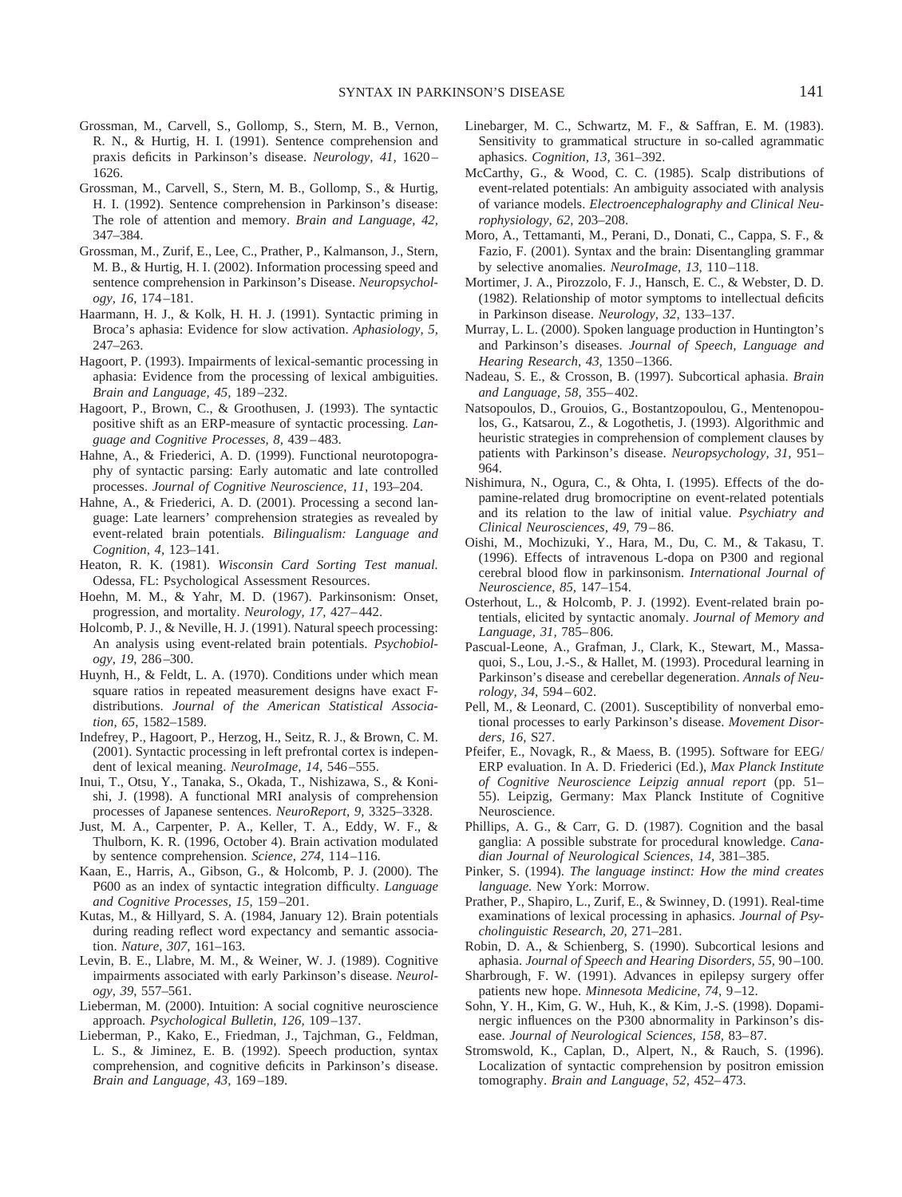Grossman, M., Carvell, S., Gollomp, S., Stern, M. B., Vernon, R. N., & Hurtig, H. I. (1991). Sentence comprehension and praxis deficits in Parkinson's disease. *Neurology, 41,* 1620–1626.

Grossman, M., Carvell, S., Stern, M. B., Gollomp, S., & Hurtig, H. I. (1992). Sentence comprehension in Parkinson's disease: The role of attention and memory. *Brain and Language, 42,* 347–384.

Grossman, M., Zurif, E., Lee, C., Prather, P., Kalmanson, J., Stern, M. B., & Hurtig, H. I. (2002). Information processing speed and sentence comprehension in Parkinson's Disease. *Neuropsychology, 16,* 174–181.

Haarmann, H. J., & Kolk, H. H. J. (1991). Syntactic priming in Broca's aphasia: Evidence for slow activation. *Aphasiology, 5,* 247–263.

Hagoort, P. (1993). Impairments of lexical-semantic processing in aphasia: Evidence from the processing of lexical ambiguities. *Brain and Language, 45,* 189–232.

Hagoort, P., Brown, C., & Groothusen, J. (1993). The syntactic positive shift as an ERP-measure of syntactic processing. *Language and Cognitive Processes, 8,* 439–483.

Hahne, A., & Friederici, A. D. (1999). Functional neurotopography of syntactic parsing: Early automatic and late controlled processes. *Journal of Cognitive Neuroscience, 11,* 193–204.

Hahne, A., & Friederici, A. D. (2001). Processing a second language: Late learners' comprehension strategies as revealed by event-related brain potentials. *Bilingualism: Language and Cognition, 4,* 123–141.

Heaton, R. K. (1981). *Wisconsin Card Sorting Test manual.* Odessa, FL: Psychological Assessment Resources.

Hoehn, M. M., & Yahr, M. D. (1967). Parkinsonism: Onset, progression, and mortality. *Neurology, 17,* 427–442.

Holcomb, P. J., & Neville, H. J. (1991). Natural speech processing: An analysis using event-related brain potentials. *Psychobiology, 19,* 286–300.

Huynh, H., & Feldt, L. A. (1970). Conditions under which mean square ratios in repeated measurement designs have exact F-distributions. *Journal of the American Statistical Association, 65,* 1582–1589.

Indefrey, P., Hagoort, P., Herzog, H., Seitz, R. J., & Brown, C. M. (2001). Syntactic processing in left prefrontal cortex is independent of lexical meaning. *NeuroImage, 14,* 546–555.

Inui, T., Otsu, Y., Tanaka, S., Okada, T., Nishizawa, S., & Konishi, J. (1998). A functional MRI analysis of comprehension processes of Japanese sentences. *NeuroReport, 9,* 3325–3328.

Just, M. A., Carpenter, P. A., Keller, T. A., Eddy, W. F., & Thulborn, K. R. (1996, October 4). Brain activation modulated by sentence comprehension. *Science, 274,* 114–116.

Kaan, E., Harris, A., Gibson, G., & Holcomb, P. J. (2000). The P600 as an index of syntactic integration difficulty. *Language and Cognitive Processes, 15,* 159–201.

Kutas, M., & Hillyard, S. A. (1984, January 12). Brain potentials during reading reflect word expectancy and semantic association. *Nature, 307,* 161–163.

Levin, B. E., Llabre, M. M., & Weiner, W. J. (1989). Cognitive impairments associated with early Parkinson's disease. *Neurology, 39,* 557–561.

Lieberman, M. (2000). Intuition: A social cognitive neuroscience approach. *Psychological Bulletin, 126,* 109–137.

Lieberman, P., Kako, E., Friedman, J., Tajchman, G., Feldman, L. S., & Jiminez, E. B. (1992). Speech production, syntax comprehension, and cognitive deficits in Parkinson's disease. *Brain and Language, 43,* 169–189.

Linebarger, M. C., Schwartz, M. F., & Saffran, E. M. (1983). Sensitivity to grammatical structure in so-called agrammatic aphasics. *Cognition, 13,* 361–392.

McCarthy, G., & Wood, C. C. (1985). Scalp distributions of event-related potentials: An ambiguity associated with analysis of variance models. *Electroencephalography and Clinical Neurophysiology, 62,* 203–208.

Moro, A., Tettamanti, M., Perani, D., Donati, C., Cappa, S. F., & Fazio, F. (2001). Syntax and the brain: Disentangling grammar by selective anomalies. *NeuroImage, 13,* 110–118.

Mortimer, J. A., Pirozzolo, F. J., Hansch, E. C., & Webster, D. D. (1982). Relationship of motor symptoms to intellectual deficits in Parkinson disease. *Neurology, 32,* 133–137.

Murray, L. L. (2000). Spoken language production in Huntington's and Parkinson's diseases. *Journal of Speech, Language and Hearing Research, 43,* 1350–1366.

Nadeau, S. E., & Crosson, B. (1997). Subcortical aphasia. *Brain and Language, 58,* 355–402.

Natsopoulos, D., Grouios, G., Bostantzopoulou, G., Mentenopoulos, G., Katsarou, Z., & Logothetis, J. (1993). Algorithmic and heuristic strategies in comprehension of complement clauses by patients with Parkinson's disease. *Neuropsychology, 31,* 951–964.

Nishimura, N., Ogura, C., & Ohta, I. (1995). Effects of the dopamine-related drug bromocriptine on event-related potentials and its relation to the law of initial value. *Psychiatry and Clinical Neurosciences, 49,* 79–86.

Oishi, M., Mochizuki, Y., Hara, M., Du, C. M., & Takasu, T. (1996). Effects of intravenous L-dopa on P300 and regional cerebral blood flow in parkinsonism. *International Journal of Neuroscience, 85,* 147–154.

Osterhout, L., & Holcomb, P. J. (1992). Event-related brain potentials, elicited by syntactic anomaly. *Journal of Memory and Language, 31,* 785–806.

Pascual-Leone, A., Grafman, J., Clark, K., Stewart, M., Massaquoi, S., Lou, J.-S., & Hallet, M. (1993). Procedural learning in Parkinson's disease and cerebellar degeneration. *Annals of Neurology, 34,* 594–602.

Pell, M., & Leonard, C. (2001). Susceptibility of nonverbal emotional processes to early Parkinson's disease. *Movement Disorders, 16,* S27.

Pfeifer, E., Novagk, R., & Maess, B. (1995). Software for EEG/ERP evaluation. In A. D. Friederici (Ed.), *Max Planck Institute of Cognitive Neuroscience Leipzig annual report* (pp. 51–55). Leipzig, Germany: Max Planck Institute of Cognitive Neuroscience.

Phillips, A. G., & Carr, G. D. (1987). Cognition and the basal ganglia: A possible substrate for procedural knowledge. *Canadian Journal of Neurological Sciences, 14,* 381–385.

Pinker, S. (1994). *The language instinct: How the mind creates language.* New York: Morrow.

Prather, P., Shapiro, L., Zurif, E., & Swinney, D. (1991). Real-time examinations of lexical processing in aphasics. *Journal of Psycholinguistic Research, 20,* 271–281.

Robin, D. A., & Schienberg, S. (1990). Subcortical lesions and aphasia. *Journal of Speech and Hearing Disorders, 55,* 90–100.

Sharbrough, F. W. (1991). Advances in epilepsy surgery offer patients new hope. *Minnesota Medicine, 74,* 9–12.

Sohn, Y. H., Kim, G. W., Huh, K., & Kim, J.-S. (1998). Dopaminergic influences on the P300 abnormality in Parkinson's disease. *Journal of Neurological Sciences, 158,* 83–87.

Stromswold, K., Caplan, D., Alpert, N., & Rauch, S. (1996). Localization of syntactic comprehension by positron emission tomography. *Brain and Language, 52,* 452–473.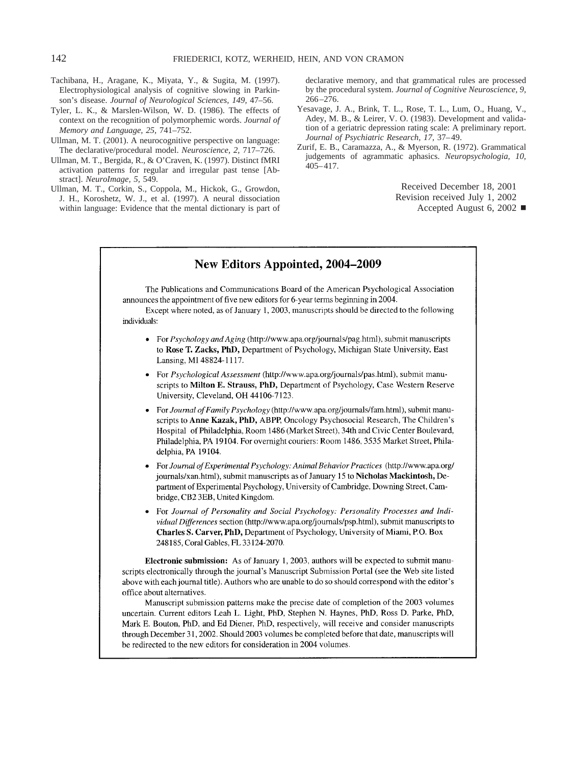Tachibana, H., Aragane, K., Miyata, Y., & Sugita, M. (1997). Electrophysiological analysis of cognitive slowing in Parkinson's disease. *Journal of Neurological Sciences, 149,* 47–56.

Tyler, L. K., & Marslen-Wilson, W. D. (1986). The effects of context on the recognition of polymorphemic words. *Journal of Memory and Language, 25,* 741–752.

Ullman, M. T. (2001). A neurocognitive perspective on language: The declarative/procedural model. *Neuroscience, 2,* 717–726.

Ullman, M. T., Bergida, R., & O'Craven, K. (1997). Distinct fMRI activation patterns for regular and irregular past tense [Abstract]. *NeuroImage, 5,* 549.

Ullman, M. T., Corkin, S., Coppola, M., Hickok, G., Growdon, J. H., Koroshetz, W. J., et al. (1997). A neural dissociation within language: Evidence that the mental dictionary is part of declarative memory, and that grammatical rules are processed by the procedural system. *Journal of Cognitive Neuroscience, 9,* 266–276.

Yesavage, J. A., Brink, T. L., Rose, T. L., Lum, O., Huang, V., Adey, M. B., & Leirer, V. O. (1983). Development and validation of a geriatric depression rating scale: A preliminary report. *Journal of Psychiatric Research, 17,* 37–49.

Zurif, E. B., Caramazza, A., & Myerson, R. (1972). Grammatical judgements of agrammatic aphasics. *Neuropsychologia, 10,* 405–417.

Received December 18, 2001
Revision received July 1, 2002
Accepted August 6, 2002 ■

## New Editors Appointed, 2004–2009

The Publications and Communications Board of the American Psychological Association announces the appointment of five new editors for 6-year terms beginning in 2004.

Except where noted, as of January 1, 2003, manuscripts should be directed to the following individuals:

- For *Psychology and Aging* (http://www.apa.org/journals/pag.html), submit manuscripts to **Rose T. Zacks, PhD,** Department of Psychology, Michigan State University, East Lansing, MI 48824-1117.
- For *Psychological Assessment* (http://www.apa.org/journals/pas.html), submit manuscripts to **Milton E. Strauss, PhD,** Department of Psychology, Case Western Reserve University, Cleveland, OH 44106-7123.
- For *Journal of Family Psychology* (http://www.apa.org/journals/fam.html), submit manuscripts to **Anne Kazak, PhD,** ABPP, Oncology Psychosocial Research, The Children's Hospital of Philadelphia, Room 1486 (Market Street), 34th and Civic Center Boulevard, Philadelphia, PA 19104. For overnight couriers: Room 1486, 3535 Market Street, Philadelphia, PA 19104.
- For *Journal of Experimental Psychology: Animal Behavior Practices* (http://www.apa.org/journals/xan.html), submit manuscripts as of January 15 to **Nicholas Mackintosh,** Department of Experimental Psychology, University of Cambridge, Downing Street, Cambridge, CB2 3EB, United Kingdom.
- For *Journal of Personality and Social Psychology: Personality Processes and Individual Differences* section (http://www.apa.org/journals/psp.html), submit manuscripts to **Charles S. Carver, PhD,** Department of Psychology, University of Miami, P.O. Box 248185, Coral Gables, FL 33124-2070.

**Electronic submission:** As of January 1, 2003, authors will be expected to submit manuscripts electronically through the journal's Manuscript Submission Portal (see the Web site listed above with each journal title). Authors who are unable to do so should correspond with the editor's office about alternatives.

Manuscript submission patterns make the precise date of completion of the 2003 volumes uncertain. Current editors Leah L. Light, PhD, Stephen N. Haynes, PhD, Ross D. Parke, PhD, Mark E. Bouton, PhD, and Ed Diener, PhD, respectively, will receive and consider manuscripts through December 31, 2002. Should 2003 volumes be completed before that date, manuscripts will be redirected to the new editors for consideration in 2004 volumes.